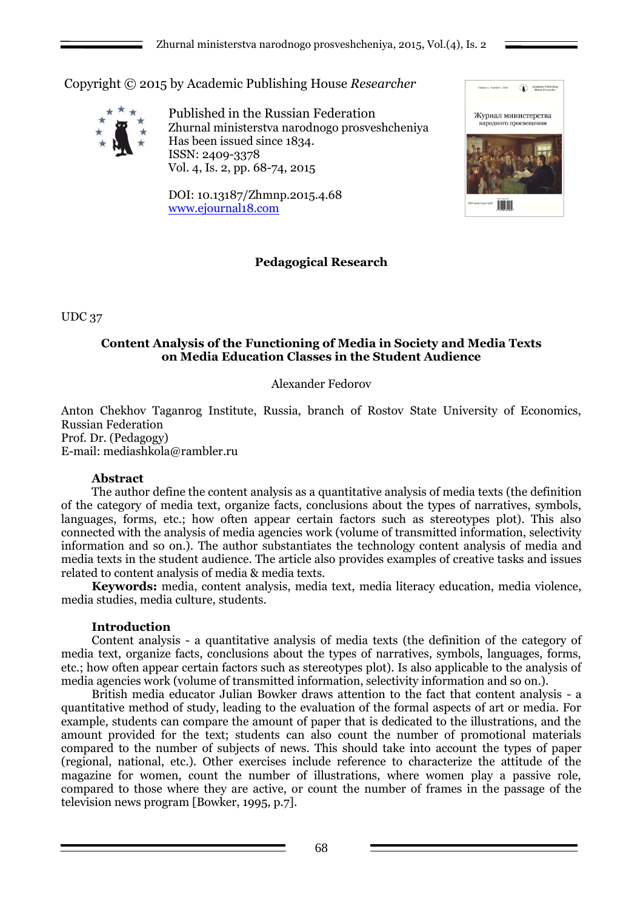Copyright © 2015 by Academic Publishing House *Researcher*

Published in the Russian Federation
Zhurnal ministerstva narodnogo prosveshcheniya
Has been issued since 1834.
ISSN: 2409-3378
Vol. 4, Is. 2, pp. 68-74, 2015

DOI: 10.13187/Zhmnp.2015.4.68
www.ejournal18.com

**Pedagogical Research**

UDC 37

# Content Analysis of the Functioning of Media in Society and Media Texts on Media Education Classes in the Student Audience

Alexander Fedorov

Anton Chekhov Taganrog Institute, Russia, branch of Rostov State University of Economics, Russian Federation
Prof. Dr. (Pedagogy)
E-mail: mediashkola@rambler.ru

**Abstract**

The author define the content analysis as a quantitative analysis of media texts (the definition of the category of media text, organize facts, conclusions about the types of narratives, symbols, languages, forms, etc.; how often appear certain factors such as stereotypes plot). This also connected with the analysis of media agencies work (volume of transmitted information, selectivity information and so on.). The author substantiates the technology content analysis of media and media texts in the student audience. The article also provides examples of creative tasks and issues related to content analysis of media & media texts.

**Keywords:** media, content analysis, media text, media literacy education, media violence, media studies, media culture, students.

## Introduction

Content analysis - a quantitative analysis of media texts (the definition of the category of media text, organize facts, conclusions about the types of narratives, symbols, languages, forms, etc.; how often appear certain factors such as stereotypes plot). Is also applicable to the analysis of media agencies work (volume of transmitted information, selectivity information and so on.).

British media educator Julian Bowker draws attention to the fact that content analysis - a quantitative method of study, leading to the evaluation of the formal aspects of art or media. For example, students can compare the amount of paper that is dedicated to the illustrations, and the amount provided for the text; students can also count the number of promotional materials compared to the number of subjects of news. This should take into account the types of paper (regional, national, etc.). Other exercises include reference to characterize the attitude of the magazine for women, count the number of illustrations, where women play a passive role, compared to those where they are active, or count the number of frames in the passage of the television news program [Bowker, 1995, p.7].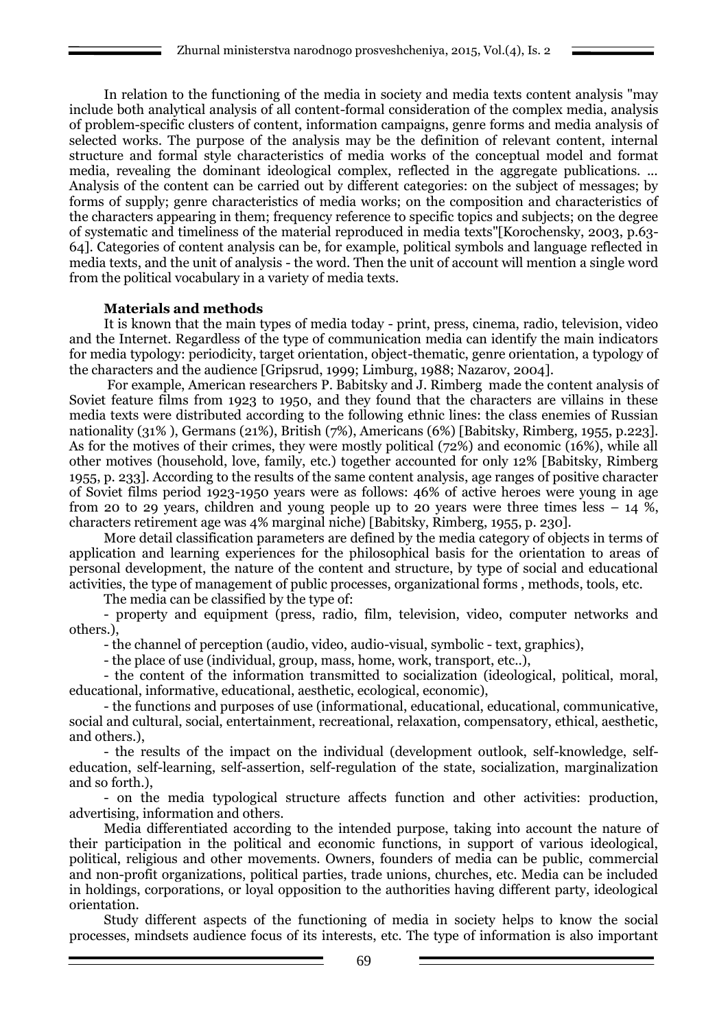In relation to the functioning of the media in society and media texts content analysis "may include both analytical analysis of all content-formal consideration of the complex media, analysis of problem-specific clusters of content, information campaigns, genre forms and media analysis of selected works. The purpose of the analysis may be the definition of relevant content, internal structure and formal style characteristics of media works of the conceptual model and format media, revealing the dominant ideological complex, reflected in the aggregate publications. ... Analysis of the content can be carried out by different categories: on the subject of messages; by forms of supply; genre characteristics of media works; on the composition and characteristics of the characters appearing in them; frequency reference to specific topics and subjects; on the degree of systematic and timeliness of the material reproduced in media texts"[Korochensky, 2003, p.63-64]. Categories of content analysis can be, for example, political symbols and language reflected in media texts, and the unit of analysis - the word. Then the unit of account will mention a single word from the political vocabulary in a variety of media texts.

**Materials and methods**

It is known that the main types of media today - print, press, cinema, radio, television, video and the Internet. Regardless of the type of communication media can identify the main indicators for media typology: periodicity, target orientation, object-thematic, genre orientation, a typology of the characters and the audience [Gripsrud, 1999; Limburg, 1988; Nazarov, 2004].

For example, American researchers P. Babitsky and J. Rimberg made the content analysis of Soviet feature films from 1923 to 1950, and they found that the characters are villains in these media texts were distributed according to the following ethnic lines: the class enemies of Russian nationality (31% ), Germans (21%), British (7%), Americans (6%) [Babitsky, Rimberg, 1955, p.223]. As for the motives of their crimes, they were mostly political (72%) and economic (16%), while all other motives (household, love, family, etc.) together accounted for only 12% [Babitsky, Rimberg 1955, p. 233]. According to the results of the same content analysis, age ranges of positive character of Soviet films period 1923-1950 years were as follows: 46% of active heroes were young in age from 20 to 29 years, children and young people up to 20 years were three times less – 14 %, characters retirement age was 4% marginal niche) [Babitsky, Rimberg, 1955, p. 230].

More detail classification parameters are defined by the media category of objects in terms of application and learning experiences for the philosophical basis for the orientation to areas of personal development, the nature of the content and structure, by type of social and educational activities, the type of management of public processes, organizational forms , methods, tools, etc.

The media can be classified by the type of:

- property and equipment (press, radio, film, television, video, computer networks and others.),
- the channel of perception (audio, video, audio-visual, symbolic - text, graphics),
- the place of use (individual, group, mass, home, work, transport, etc..),
- the content of the information transmitted to socialization (ideological, political, moral, educational, informative, educational, aesthetic, ecological, economic),
- the functions and purposes of use (informational, educational, educational, communicative, social and cultural, social, entertainment, recreational, relaxation, compensatory, ethical, aesthetic, and others.),
- the results of the impact on the individual (development outlook, self-knowledge, self-education, self-learning, self-assertion, self-regulation of the state, socialization, marginalization and so forth.),
- on the media typological structure affects function and other activities: production, advertising, information and others.

Media differentiated according to the intended purpose, taking into account the nature of their participation in the political and economic functions, in support of various ideological, political, religious and other movements. Owners, founders of media can be public, commercial and non-profit organizations, political parties, trade unions, churches, etc. Media can be included in holdings, corporations, or loyal opposition to the authorities having different party, ideological orientation.

Study different aspects of the functioning of media in society helps to know the social processes, mindsets audience focus of its interests, etc. The type of information is also important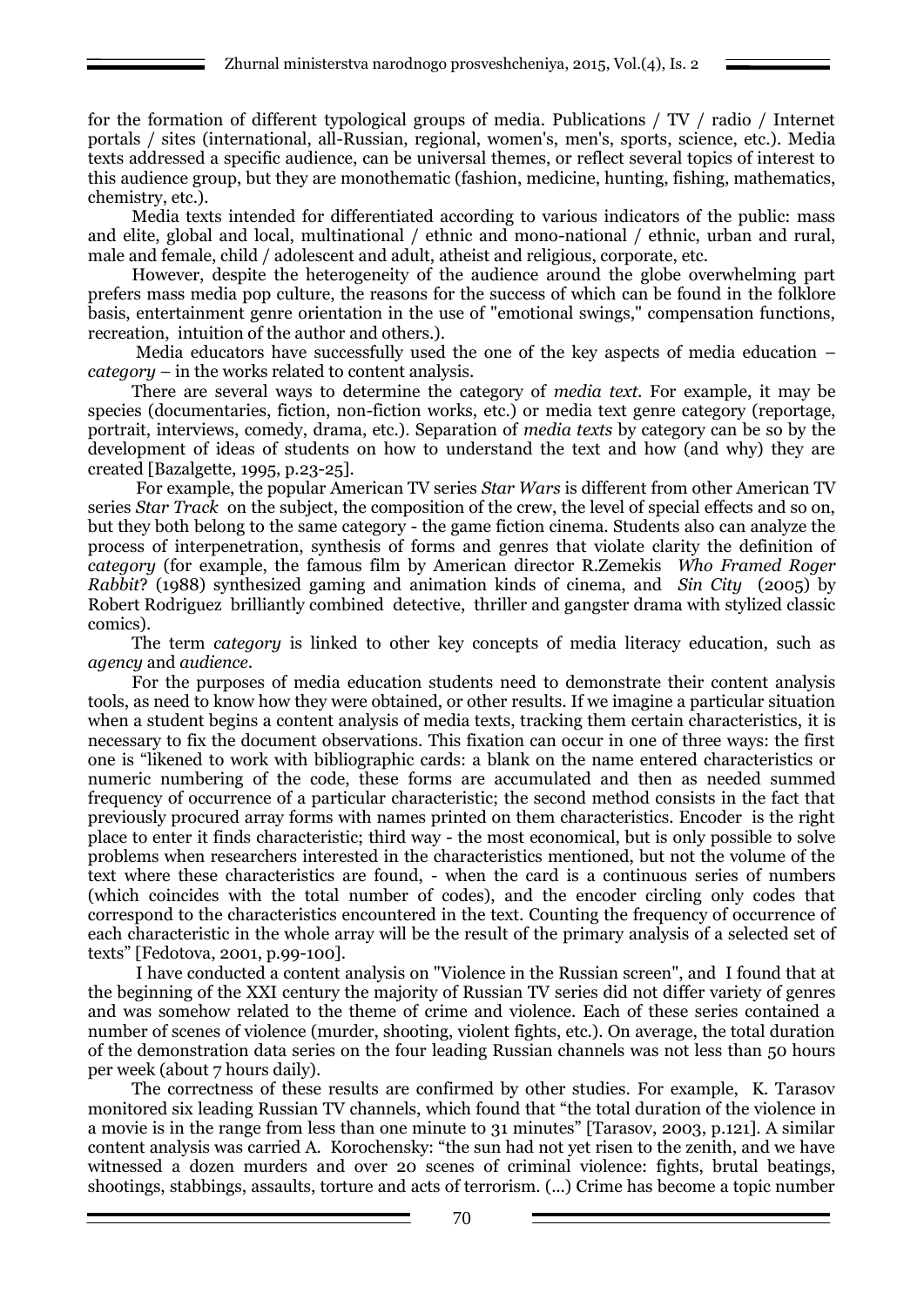for the formation of different typological groups of media. Publications / TV / radio / Internet portals / sites (international, all-Russian, regional, women's, men's, sports, science, etc.). Media texts addressed a specific audience, can be universal themes, or reflect several topics of interest to this audience group, but they are monothematic (fashion, medicine, hunting, fishing, mathematics, chemistry, etc.).

Media texts intended for differentiated according to various indicators of the public: mass and elite, global and local, multinational / ethnic and mono-national / ethnic, urban and rural, male and female, child / adolescent and adult, atheist and religious, corporate, etc.

However, despite the heterogeneity of the audience around the globe overwhelming part prefers mass media pop culture, the reasons for the success of which can be found in the folklore basis, entertainment genre orientation in the use of "emotional swings," compensation functions, recreation, intuition of the author and others.).

Media educators have successfully used the one of the key aspects of media education – *category* – in the works related to content analysis.

There are several ways to determine the category of *media text*. For example, it may be species (documentaries, fiction, non-fiction works, etc.) or media text genre category (reportage, portrait, interviews, comedy, drama, etc.). Separation of *media texts* by category can be so by the development of ideas of students on how to understand the text and how (and why) they are created [Bazalgette, 1995, p.23-25].

For example, the popular American TV series *Star Wars* is different from other American TV series *Star Track* on the subject, the composition of the crew, the level of special effects and so on, but they both belong to the same category - the game fiction cinema. Students also can analyze the process of interpenetration, synthesis of forms and genres that violate clarity the definition of *category* (for example, the famous film by American director R.Zemekis *Who Framed Roger Rabbit*? (1988) synthesized gaming and animation kinds of cinema, and *Sin City* (2005) by Robert Rodriguez brilliantly combined detective, thriller and gangster drama with stylized classic comics).

The term *category* is linked to other key concepts of media literacy education, such as *agency* and *audience*.

For the purposes of media education students need to demonstrate their content analysis tools, as need to know how they were obtained, or other results. If we imagine a particular situation when a student begins a content analysis of media texts, tracking them certain characteristics, it is necessary to fix the document observations. This fixation can occur in one of three ways: the first one is "likened to work with bibliographic cards: a blank on the name entered characteristics or numeric numbering of the code, these forms are accumulated and then as needed summed frequency of occurrence of a particular characteristic; the second method consists in the fact that previously procured array forms with names printed on them characteristics. Encoder is the right place to enter it finds characteristic; third way - the most economical, but is only possible to solve problems when researchers interested in the characteristics mentioned, but not the volume of the text where these characteristics are found, - when the card is a continuous series of numbers (which coincides with the total number of codes), and the encoder circling only codes that correspond to the characteristics encountered in the text. Counting the frequency of occurrence of each characteristic in the whole array will be the result of the primary analysis of a selected set of texts" [Fedotova, 2001, p.99-100].

I have conducted a content analysis on "Violence in the Russian screen", and I found that at the beginning of the XXI century the majority of Russian TV series did not differ variety of genres and was somehow related to the theme of crime and violence. Each of these series contained a number of scenes of violence (murder, shooting, violent fights, etc.). On average, the total duration of the demonstration data series on the four leading Russian channels was not less than 50 hours per week (about 7 hours daily).

The correctness of these results are confirmed by other studies. For example, K. Tarasov monitored six leading Russian TV channels, which found that "the total duration of the violence in a movie is in the range from less than one minute to 31 minutes" [Tarasov, 2003, p.121]. A similar content analysis was carried A. Korochensky: "the sun had not yet risen to the zenith, and we have witnessed a dozen murders and over 20 scenes of criminal violence: fights, brutal beatings, shootings, stabbings, assaults, torture and acts of terrorism. (...) Crime has become a topic number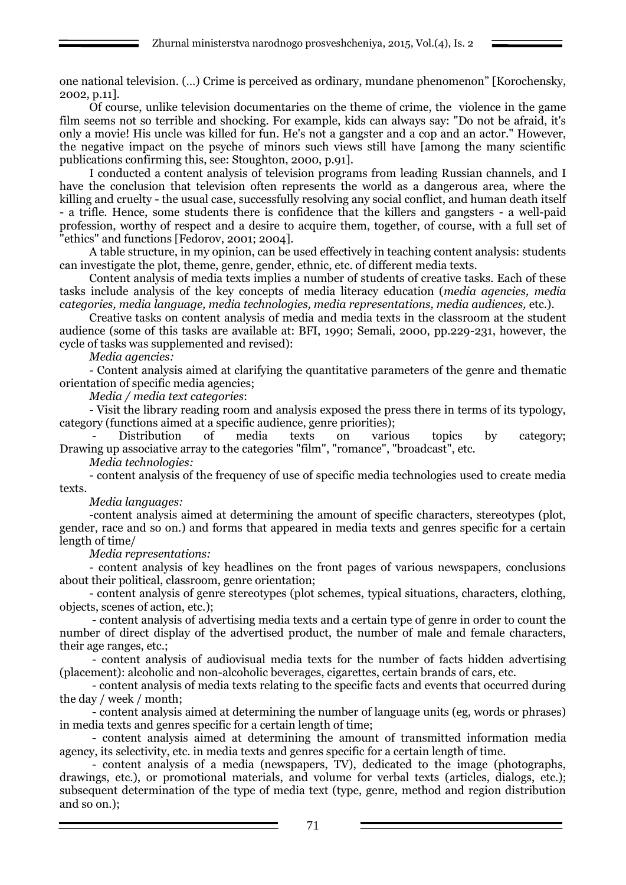one national television. (…) Crime is perceived as ordinary, mundane phenomenon" [Korochensky, 2002, p.11].

Of course, unlike television documentaries on the theme of crime, the violence in the game film seems not so terrible and shocking. For example, kids can always say: "Do not be afraid, it's only a movie! His uncle was killed for fun. He's not a gangster and a cop and an actor." However, the negative impact on the psyche of minors such views still have [among the many scientific publications confirming this, see: Stoughton, 2000, p.91].

I conducted a content analysis of television programs from leading Russian channels, and I have the conclusion that television often represents the world as a dangerous area, where the killing and cruelty - the usual case, successfully resolving any social conflict, and human death itself - a trifle. Hence, some students there is confidence that the killers and gangsters - a well-paid profession, worthy of respect and a desire to acquire them, together, of course, with a full set of "ethics" and functions [Fedorov, 2001; 2004].

A table structure, in my opinion, can be used effectively in teaching content analysis: students can investigate the plot, theme, genre, gender, ethnic, etc. of different media texts.

Content analysis of media texts implies a number of students of creative tasks. Each of these tasks include analysis of the key concepts of media literacy education (*media agencies, media categories, media language, media technologies, media representations, media audiences,* etc.).

Creative tasks on content analysis of media and media texts in the classroom at the student audience (some of this tasks are available at: BFI, 1990; Semali, 2000, pp.229-231, however, the cycle of tasks was supplemented and revised):

*Media agencies:*

- Content analysis aimed at clarifying the quantitative parameters of the genre and thematic orientation of specific media agencies;

*Media / media text categories*:

- Visit the library reading room and analysis exposed the press there in terms of its typology, category (functions aimed at a specific audience, genre priorities);
- Distribution of media texts on various topics by category; Drawing up associative array to the categories "film", "romance", "broadcast", etc.

*Media technologies:*

- content analysis of the frequency of use of specific media technologies used to create media texts.

*Media languages:*

-content analysis aimed at determining the amount of specific characters, stereotypes (plot, gender, race and so on.) and forms that appeared in media texts and genres specific for a certain length of time/

*Media representations:*

- content analysis of key headlines on the front pages of various newspapers, conclusions about their political, classroom, genre orientation;
- content analysis of genre stereotypes (plot schemes, typical situations, characters, clothing, objects, scenes of action, etc.);
- content analysis of advertising media texts and a certain type of genre in order to count the number of direct display of the advertised product, the number of male and female characters, their age ranges, etc.;
- content analysis of audiovisual media texts for the number of facts hidden advertising (placement): alcoholic and non-alcoholic beverages, cigarettes, certain brands of cars, etc.
- content analysis of media texts relating to the specific facts and events that occurred during the day / week / month;
- content analysis aimed at determining the number of language units (eg, words or phrases) in media texts and genres specific for a certain length of time;
- content analysis aimed at determining the amount of transmitted information media agency, its selectivity, etc. in media texts and genres specific for a certain length of time.
- content analysis of a media (newspapers, TV), dedicated to the image (photographs, drawings, etc.), or promotional materials, and volume for verbal texts (articles, dialogs, etc.); subsequent determination of the type of media text (type, genre, method and region distribution and so on.);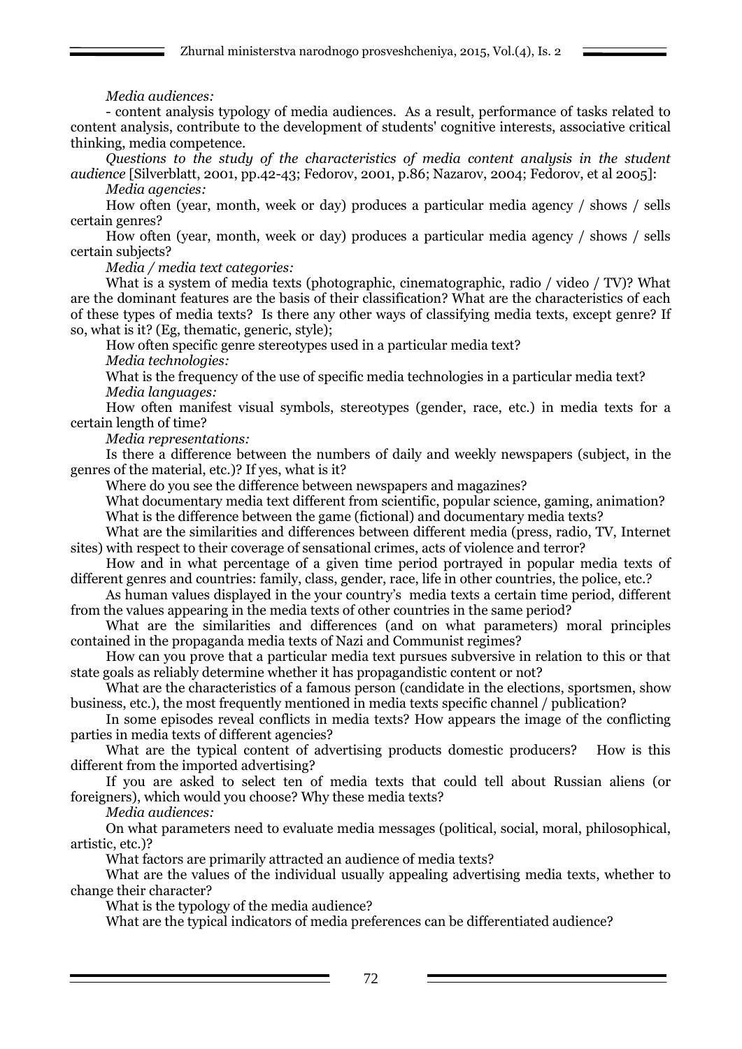*Media audiences:*

- content analysis typology of media audiences. As a result, performance of tasks related to content analysis, contribute to the development of students' cognitive interests, associative critical thinking, media competence.

*Questions to the study of the characteristics of media content analysis in the student audience* [Silverblatt, 2001, pp.42-43; Fedorov, 2001, p.86; Nazarov, 2004; Fedorov, et al 2005]:

*Media agencies:*

How often (year, month, week or day) produces a particular media agency / shows / sells certain genres?

How often (year, month, week or day) produces a particular media agency / shows / sells certain subjects?

*Media / media text categories:*

What is a system of media texts (photographic, cinematographic, radio / video / TV)? What are the dominant features are the basis of their classification? What are the characteristics of each of these types of media texts? Is there any other ways of classifying media texts, except genre? If so, what is it? (Eg, thematic, generic, style);

How often specific genre stereotypes used in a particular media text?

*Media technologies:*

What is the frequency of the use of specific media technologies in a particular media text?

*Media languages:*

How often manifest visual symbols, stereotypes (gender, race, etc.) in media texts for a certain length of time?

*Media representations:*

Is there a difference between the numbers of daily and weekly newspapers (subject, in the genres of the material, etc.)? If yes, what is it?

Where do you see the difference between newspapers and magazines?

What documentary media text different from scientific, popular science, gaming, animation?

What is the difference between the game (fictional) and documentary media texts?

What are the similarities and differences between different media (press, radio, TV, Internet sites) with respect to their coverage of sensational crimes, acts of violence and terror?

How and in what percentage of a given time period portrayed in popular media texts of different genres and countries: family, class, gender, race, life in other countries, the police, etc.?

As human values displayed in the your country's media texts a certain time period, different from the values appearing in the media texts of other countries in the same period?

What are the similarities and differences (and on what parameters) moral principles contained in the propaganda media texts of Nazi and Communist regimes?

How can you prove that a particular media text pursues subversive in relation to this or that state goals as reliably determine whether it has propagandistic content or not?

What are the characteristics of a famous person (candidate in the elections, sportsmen, show business, etc.), the most frequently mentioned in media texts specific channel / publication?

In some episodes reveal conflicts in media texts? How appears the image of the conflicting parties in media texts of different agencies?

What are the typical content of advertising products domestic producers? How is this different from the imported advertising?

If you are asked to select ten of media texts that could tell about Russian aliens (or foreigners), which would you choose? Why these media texts?

*Media audiences:*

On what parameters need to evaluate media messages (political, social, moral, philosophical, artistic, etc.)?

What factors are primarily attracted an audience of media texts?

What are the values of the individual usually appealing advertising media texts, whether to change their character?

What is the typology of the media audience?

What are the typical indicators of media preferences can be differentiated audience?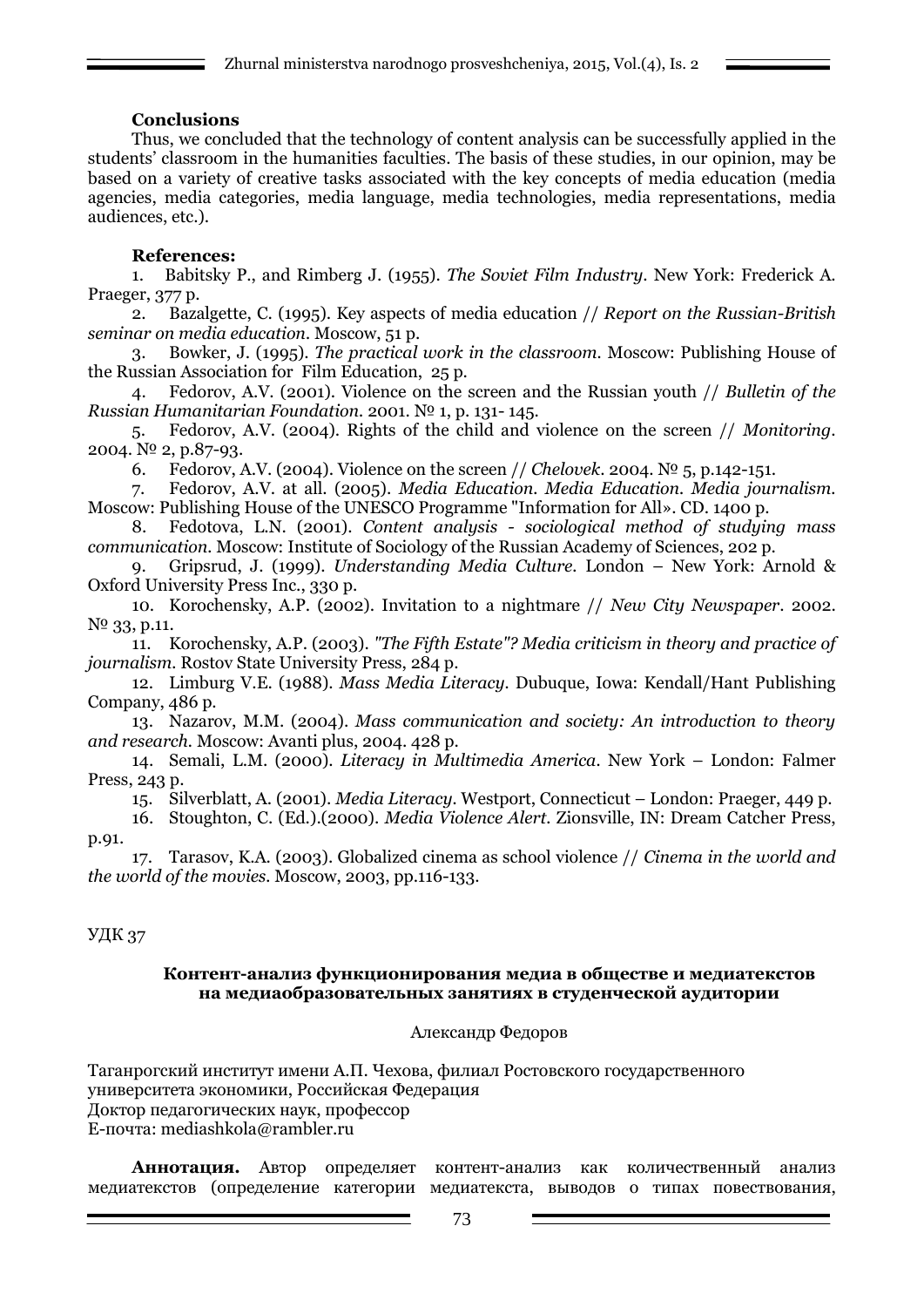**Conclusions**

Thus, we concluded that the technology of content analysis can be successfully applied in the students' classroom in the humanities faculties. The basis of these studies, in our opinion, may be based on a variety of creative tasks associated with the key concepts of media education (media agencies, media categories, media language, media technologies, media representations, media audiences, etc.).

**References:**

1. Babitsky P., and Rimberg J. (1955). *The Soviet Film Industry*. New York: Frederick A. Praeger, 377 p.
2. Bazalgette, C. (1995). Key aspects of media education // *Report on the Russian-British seminar on media education*. Moscow, 51 p.
3. Bowker, J. (1995). *The practical work in the classroom*. Moscow: Publishing House of the Russian Association for Film Education, 25 p.
4. Fedorov, A.V. (2001). Violence on the screen and the Russian youth // *Bulletin of the Russian Humanitarian Foundation*. 2001. № 1, p. 131- 145.
5. Fedorov, A.V. (2004). Rights of the child and violence on the screen // *Monitoring*. 2004. № 2, p.87-93.
6. Fedorov, A.V. (2004). Violence on the screen // *Chelovek*. 2004. № 5, p.142-151.
7. Fedorov, A.V. at all. (2005). *Media Education. Media Education. Media journalism*. Moscow: Publishing House of the UNESCO Programme "Information for All». CD. 1400 p.
8. Fedotova, L.N. (2001). *Content analysis - sociological method of studying mass communication*. Moscow: Institute of Sociology of the Russian Academy of Sciences, 202 p.
9. Gripsrud, J. (1999). *Understanding Media Culture*. London – New York: Arnold & Oxford University Press Inc., 330 p.
10. Korochensky, A.P. (2002). Invitation to a nightmare // *New City Newspaper*. 2002. № 33, p.11.
11. Korochensky, A.P. (2003). *"The Fifth Estate"? Media criticism in theory and practice of journalism*. Rostov State University Press, 284 p.
12. Limburg V.E. (1988). *Mass Media Literacy*. Dubuque, Iowa: Kendall/Hant Publishing Company, 486 p.
13. Nazarov, M.M. (2004). *Mass communication and society: An introduction to theory and research*. Moscow: Avanti plus, 2004. 428 p.
14. Semali, L.M. (2000). *Literacy in Multimedia America*. New York – London: Falmer Press, 243 p.
15. Silverblatt, A. (2001). *Media Literacy*. Westport, Connecticut – London: Praeger, 449 p.
16. Stoughton, C. (Ed.).(2000). *Media Violence Alert*. Zionsville, IN: Dream Catcher Press, p.91.
17. Tarasov, K.A. (2003). Globalized cinema as school violence // *Cinema in the world and the world of the movies*. Moscow, 2003, pp.116-133.

УДК 37

**Контент-анализ функционирования медиа в обществе и медиатекстов на медиаобразовательных занятиях в студенческой аудитории**

Александр Федоров

Таганрогский институт имени А.П. Чехова, филиал Ростовского государственного университета экономики, Российская Федерация
Доктор педагогических наук, профессор
E-почта: mediashkola@rambler.ru

**Аннотация.** Автор определяет контент-анализ как количественный анализ медиатекстов (определение категории медиатекста, выводов о типах повествования,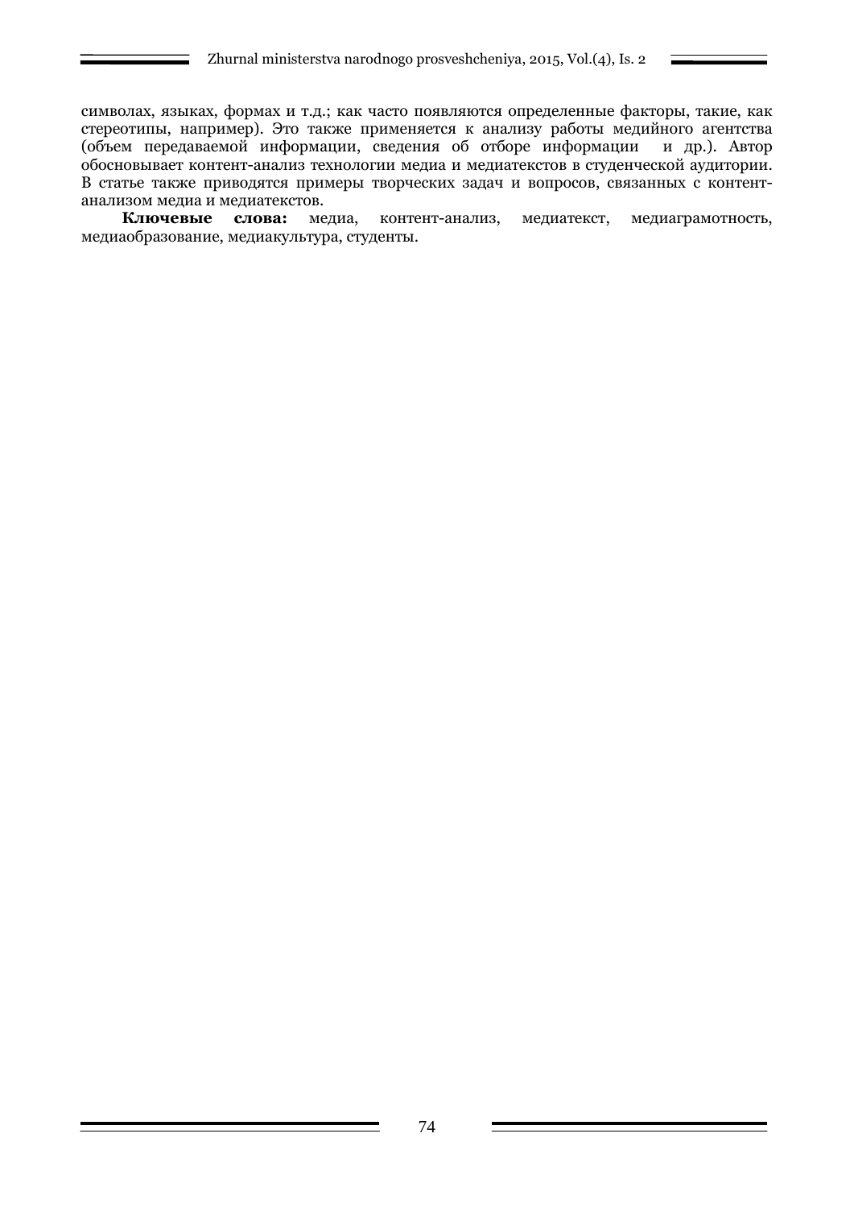символах, языках, формах и т.д.; как часто появляются определенные факторы, такие, как стереотипы, например). Это также применяется к анализу работы медийного агентства (объем передаваемой информации, сведения об отборе информации  и др.). Автор обосновывает контент-анализ технологии медиа и медиатекстов в студенческой аудитории. В статье также приводятся примеры творческих задач и вопросов, связанных с контент-анализом медиа и медиатекстов.

**Ключевые слова:** медиа, контент-анализ, медиатекст, медиаграмотность, медиаобразование, медиакультура, студенты.